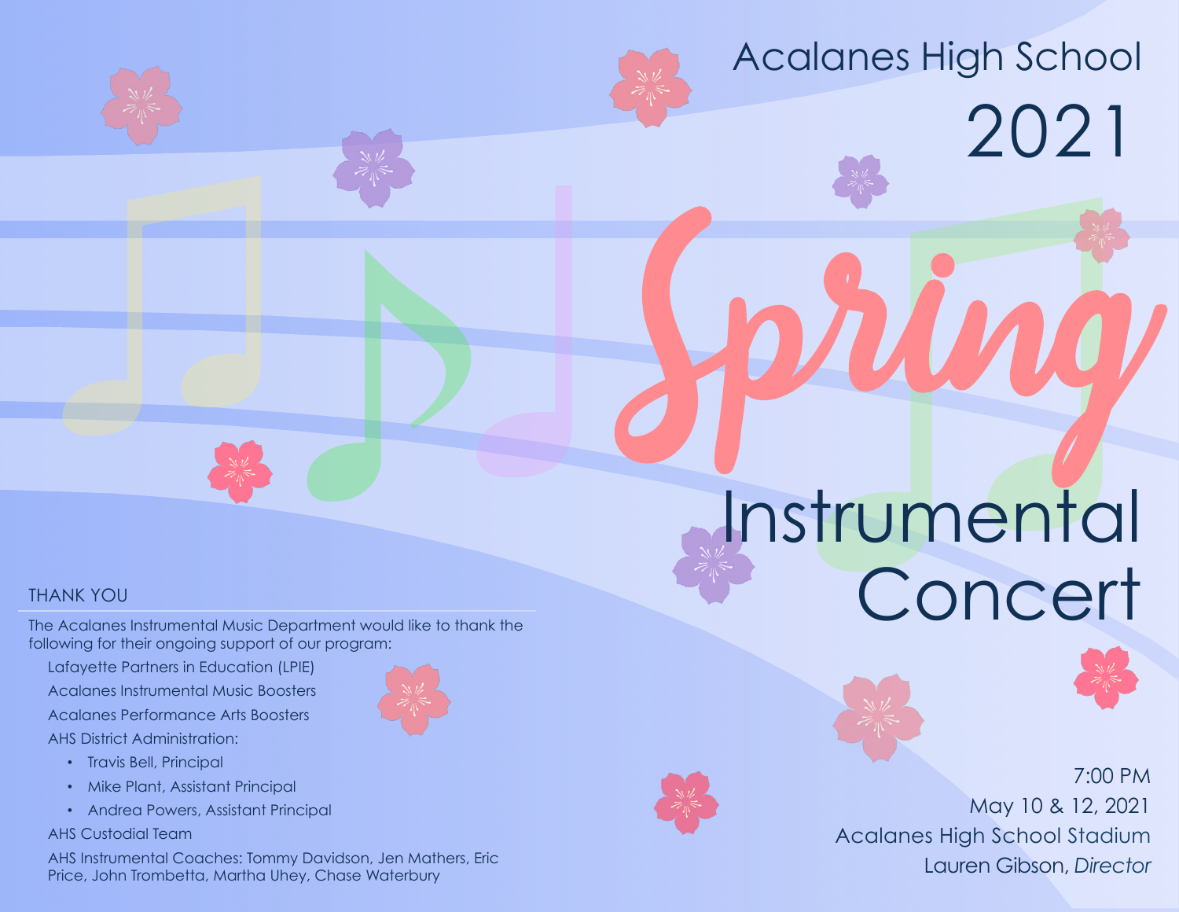# Acalanes High School

# 2021

# Spring

# Instrumental Concert

7:00 PM
May 10 & 12, 2021
Acalanes High School Stadium
Lauren Gibson, *Director*

## THANK YOU

The Acalanes Instrumental Music Department would like to thank the following for their ongoing support of our program:

Lafayette Partners in Education (LPIE)

Acalanes Instrumental Music Boosters

Acalanes Performance Arts Boosters

AHS District Administration:

- Travis Bell, Principal
- Mike Plant, Assistant Principal
- Andrea Powers, Assistant Principal

AHS Custodial Team

AHS Instrumental Coaches: Tommy Davidson, Jen Mathers, Eric Price, John Trombetta, Martha Uhey, Chase Waterbury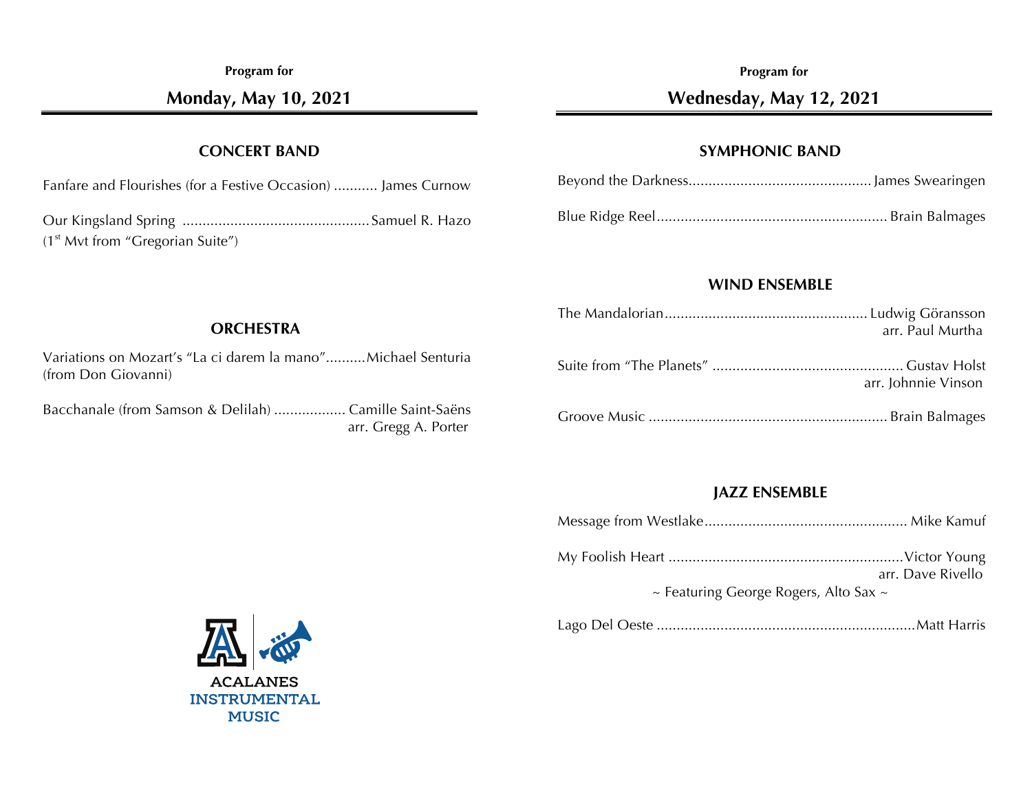**Program for**

## Monday, May 10, 2021

### CONCERT BAND

Fanfare and Flourishes (for a Festive Occasion) ........... James Curnow

Our Kingsland Spring ............................................... Samuel R. Hazo
(1st Mvt from "Gregorian Suite")

### ORCHESTRA

Variations on Mozart's "La ci darem la mano"..........Michael Senturia
(from Don Giovanni)

Bacchanale (from Samson & Delilah) .................. Camille Saint-Saëns
arr. Gregg A. Porter

ACALANES
INSTRUMENTAL
MUSIC

**Program for**

## Wednesday, May 12, 2021

### SYMPHONIC BAND

Beyond the Darkness............................................. James Swearingen

Blue Ridge Reel......................................................... Brain Balmages

### WIND ENSEMBLE

The Mandalorian.................................................. Ludwig Göransson
arr. Paul Murtha

Suite from "The Planets" ................................................ Gustav Holst
arr. Johnnie Vinson

Groove Music ........................................................... Brain Balmages

### JAZZ ENSEMBLE

Message from Westlake.................................................. Mike Kamuf

My Foolish Heart ..........................................................Victor Young
arr. Dave Rivello
~ Featuring George Rogers, Alto Sax ~

Lago Del Oeste .................................................................Matt Harris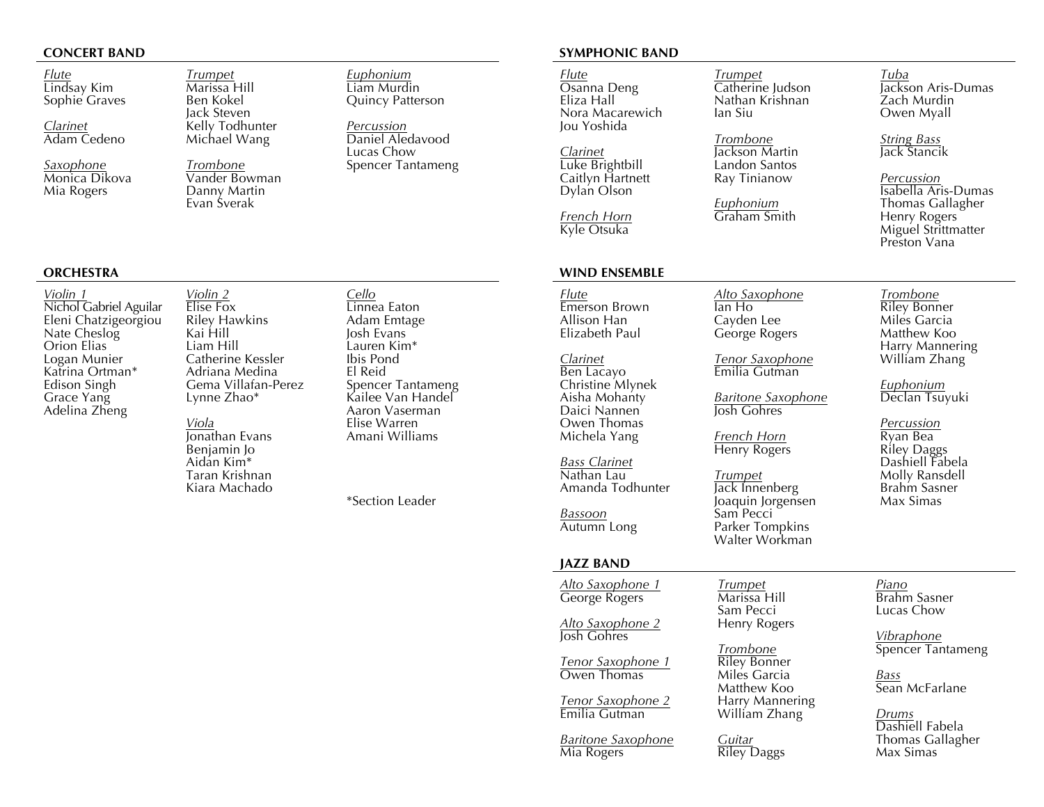## CONCERT BAND

*Flute*
Lindsay Kim
Sophie Graves

*Clarinet*
Adam Cedeno

*Saxophone*
Monica Dikova
Mia Rogers

*Trumpet*
Marissa Hill
Ben Kokel
Jack Steven
Kelly Todhunter
Michael Wang

*Trombone*
Vander Bowman
Danny Martin
Evan Šverak

*Euphonium*
Liam Murdin
Quincy Patterson

*Percussion*
Daniel Aledavood
Lucas Chow
Spencer Tantameng

## ORCHESTRA

*Violin 1*
Nichol Gabriel Aguilar
Eleni Chatzigeorgiou
Nate Cheslog
Orion Elias
Logan Munier
Katrina Ortman*
Edison Singh
Grace Yang
Adelina Zheng

*Violin 2*
Elise Fox
Riley Hawkins
Kai Hill
Liam Hill
Catherine Kessler
Adriana Medina
Gema Villafan-Perez
Lynne Zhao*

*Viola*
Jonathan Evans
Benjamin Jo
Aidan Kim*
Taran Krishnan
Kiara Machado

*Cello*
Linnea Eaton
Adam Emtage
Josh Evans
Lauren Kim*
Ibis Pond
El Reid
Spencer Tantameng
Kailee Van Handel
Aaron Vaserman
Elise Warren
Amani Williams

*Section Leader

## SYMPHONIC BAND

*Flute*
Osanna Deng
Eliza Hall
Nora Macarewich
Jou Yoshida

*Clarinet*
Luke Brightbill
Caitlyn Hartnett
Dylan Olson

*French Horn*
Kyle Otsuka

*Trumpet*
Catherine Judson
Nathan Krishnan
Ian Siu

*Trombone*
Jackson Martin
Landon Santos
Ray Tinianow

*Euphonium*
Graham Smith

*Tuba*
Jackson Aris-Dumas
Zach Murdin
Owen Myall

*String Bass*
Jack Stancik

*Percussion*
Isabella Aris-Dumas
Thomas Gallagher
Henry Rogers
Miguel Strittmatter
Preston Vana

## WIND ENSEMBLE

*Flute*
Emerson Brown
Allison Han
Elizabeth Paul

*Clarinet*
Ben Lacayo
Christine Mlynek
Aisha Mohanty
Daici Nannen
Owen Thomas
Michela Yang

*Bass Clarinet*
Nathan Lau
Amanda Todhunter

*Bassoon*
Autumn Long

*Alto Saxophone*
Ian Ho
Cayden Lee
George Rogers

*Tenor Saxophone*
Emilia Gutman

*Baritone Saxophone*
Josh Gohres

*French Horn*
Henry Rogers

*Trumpet*
Jack Innenberg
Joaquin Jorgensen
Sam Pecci
Parker Tompkins
Walter Workman

*Trombone*
Riley Bonner
Miles Garcia
Matthew Koo
Harry Mannering
William Zhang

*Euphonium*
Declan Tsuyuki

*Percussion*
Ryan Bea
Riley Daggs
Dashiell Fabela
Molly Ransdell
Brahm Sasner
Max Simas

## JAZZ BAND

*Alto Saxophone 1*
George Rogers

*Alto Saxophone 2*
Josh Gohres

*Tenor Saxophone 1*
Owen Thomas

*Tenor Saxophone 2*
Emilia Gutman

*Baritone Saxophone*
Mia Rogers

*Trumpet*
Marissa Hill
Sam Pecci
Henry Rogers

*Trombone*
Riley Bonner
Miles Garcia
Matthew Koo
Harry Mannering
William Zhang

*Guitar*
Riley Daggs

*Piano*
Brahm Sasner
Lucas Chow

*Vibraphone*
Spencer Tantameng

*Bass*
Sean McFarlane

*Drums*
Dashiell Fabela
Thomas Gallagher
Max Simas